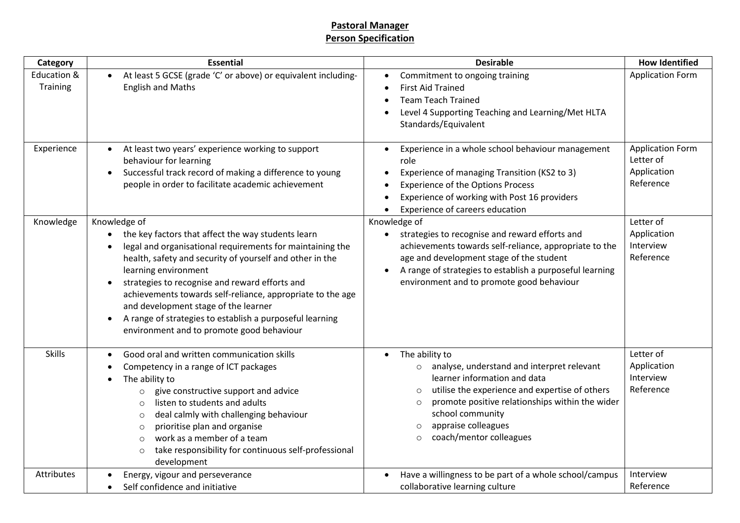**Pastoral Manager**
**Person Specification**

| Category | Essential | Desirable | How Identified |
|---|---|---|---|
| Education & Training | • At least 5 GCSE (grade 'C' or above) or equivalent including- English and Maths | • Commitment to ongoing training<br>• First Aid Trained<br>• Team Teach Trained<br>• Level 4 Supporting Teaching and Learning/Met HLTA Standards/Equivalent | Application Form |
| Experience | • At least two years' experience working to support behaviour for learning<br>• Successful track record of making a difference to young people in order to facilitate academic achievement | • Experience in a whole school behaviour management role<br>• Experience of managing Transition (KS2 to 3)<br>• Experience of the Options Process<br>• Experience of working with Post 16 providers<br>• Experience of careers education | Application Form<br>Letter of Application<br>Reference |
| Knowledge | Knowledge of<br>• the key factors that affect the way students learn<br>• legal and organisational requirements for maintaining the health, safety and security of yourself and other in the learning environment<br>• strategies to recognise and reward efforts and achievements towards self-reliance, appropriate to the age and development stage of the learner<br>• A range of strategies to establish a purposeful learning environment and to promote good behaviour | Knowledge of<br>• strategies to recognise and reward efforts and achievements towards self-reliance, appropriate to the age and development stage of the student<br>• A range of strategies to establish a purposeful learning environment and to promote good behaviour | Letter of Application<br>Interview<br>Reference |
| Skills | • Good oral and written communication skills<br>• Competency in a range of ICT packages<br>• The ability to<br>&nbsp;&nbsp;○ give constructive support and advice<br>&nbsp;&nbsp;○ listen to students and adults<br>&nbsp;&nbsp;○ deal calmly with challenging behaviour<br>&nbsp;&nbsp;○ prioritise plan and organise<br>&nbsp;&nbsp;○ work as a member of a team<br>&nbsp;&nbsp;○ take responsibility for continuous self-professional development | • The ability to<br>&nbsp;&nbsp;○ analyse, understand and interpret relevant learner information and data<br>&nbsp;&nbsp;○ utilise the experience and expertise of others<br>&nbsp;&nbsp;○ promote positive relationships within the wider school community<br>&nbsp;&nbsp;○ appraise colleagues<br>&nbsp;&nbsp;○ coach/mentor colleagues | Letter of Application<br>Interview<br>Reference |
| Attributes | • Energy, vigour and perseverance<br>• Self confidence and initiative | • Have a willingness to be part of a whole school/campus collaborative learning culture | Interview<br>Reference |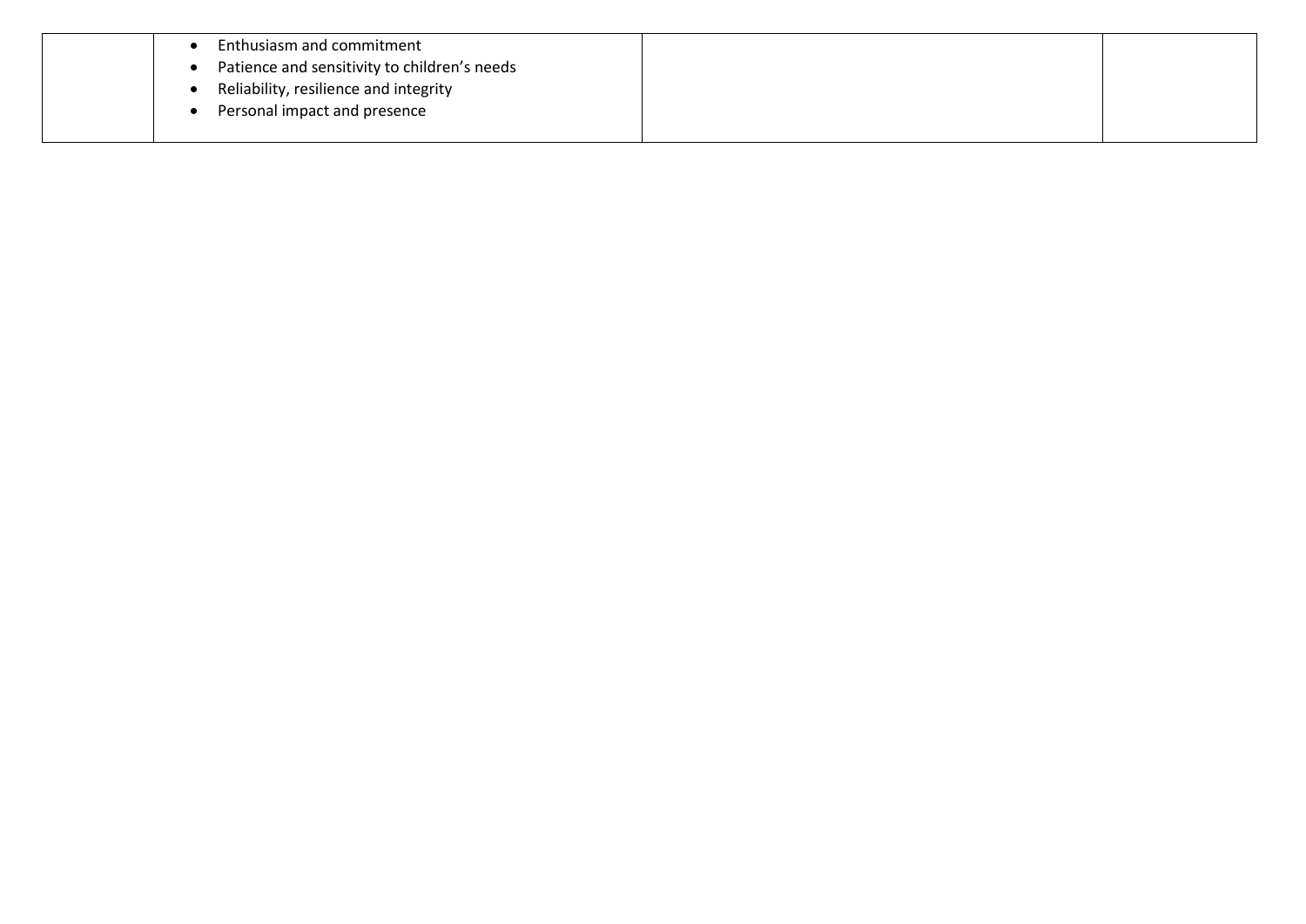| | | | |
|---|---|---|---|
| | • Enthusiasm and commitment<br>• Patience and sensitivity to children's needs<br>• Reliability, resilience and integrity<br>• Personal impact and presence | | |